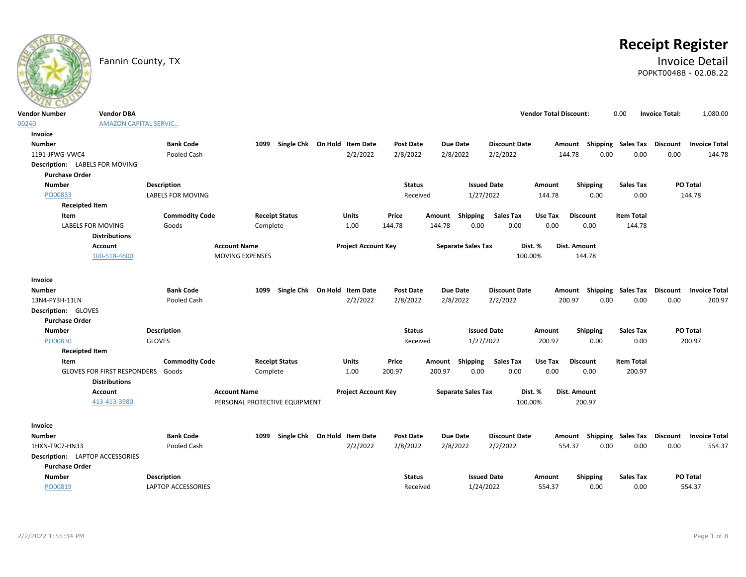Fannin County, TX

# Receipt Register

## Invoice Detail

POPKT00488 - 02.08.22

| Vendor Number | Vendor DBA | Vendor Total Discount: | Invoice Total: |
|---|---|---|---|
| 00240 | AMAZON CAPITAL SERVIC... | 0.00 | 1,080.00 |

**Invoice**

| Number | Bank Code | 1099 | Single Chk | On Hold | Item Date | Post Date | Due Date | Discount Date | Amount | Shipping | Sales Tax | Discount | Invoice Total |
|---|---|---|---|---|---|---|---|---|---|---|---|---|---|
| 1191-JFWG-VWC4 | Pooled Cash | | | | 2/2/2022 | 2/8/2022 | 2/8/2022 | 2/2/2022 | 144.78 | 0.00 | 0.00 | 0.00 | 144.78 |

**Description:** LABELS FOR MOVING

**Purchase Order**

| Number | Description | Status | Issued Date | Amount | Shipping | Sales Tax | PO Total |
|---|---|---|---|---|---|---|---|
| PO00833 | LABELS FOR MOVING | Received | 1/27/2022 | 144.78 | 0.00 | 0.00 | 144.78 |

**Receipted Item**

| Item | Commodity Code | Receipt Status | Units | Price | Amount | Shipping | Sales Tax | Use Tax | Discount | Item Total |
|---|---|---|---|---|---|---|---|---|---|---|
| LABELS FOR MOVING | Goods | Complete | 1.00 | 144.78 | 144.78 | 0.00 | 0.00 | 0.00 | 0.00 | 144.78 |

**Distributions**

| Account | Account Name | Project Account Key | Separate Sales Tax | Dist. % | Dist. Amount |
|---|---|---|---|---|---|
| 100-518-4600 | MOVING EXPENSES | | | 100.00% | 144.78 |

**Invoice**

| Number | Bank Code | 1099 | Single Chk | On Hold | Item Date | Post Date | Due Date | Discount Date | Amount | Shipping | Sales Tax | Discount | Invoice Total |
|---|---|---|---|---|---|---|---|---|---|---|---|---|---|
| 13N4-PY3H-11LN | Pooled Cash | | | | 2/2/2022 | 2/8/2022 | 2/8/2022 | 2/2/2022 | 200.97 | 0.00 | 0.00 | 0.00 | 200.97 |

**Description:** GLOVES

**Purchase Order**

| Number | Description | Status | Issued Date | Amount | Shipping | Sales Tax | PO Total |
|---|---|---|---|---|---|---|---|
| PO00830 | GLOVES | Received | 1/27/2022 | 200.97 | 0.00 | 0.00 | 200.97 |

**Receipted Item**

| Item | Commodity Code | Receipt Status | Units | Price | Amount | Shipping | Sales Tax | Use Tax | Discount | Item Total |
|---|---|---|---|---|---|---|---|---|---|---|
| GLOVES FOR FIRST RESPONDERS | Goods | Complete | 1.00 | 200.97 | 200.97 | 0.00 | 0.00 | 0.00 | 0.00 | 200.97 |

**Distributions**

| Account | Account Name | Project Account Key | Separate Sales Tax | Dist. % | Dist. Amount |
|---|---|---|---|---|---|
| 413-413-3980 | PERSONAL PROTECTIVE EQUIPMENT | | | 100.00% | 200.97 |

**Invoice**

| Number | Bank Code | 1099 | Single Chk | On Hold | Item Date | Post Date | Due Date | Discount Date | Amount | Shipping | Sales Tax | Discount | Invoice Total |
|---|---|---|---|---|---|---|---|---|---|---|---|---|---|
| 1HXN-T9C7-HN33 | Pooled Cash | | | | 2/2/2022 | 2/8/2022 | 2/8/2022 | 2/2/2022 | 554.37 | 0.00 | 0.00 | 0.00 | 554.37 |

**Description:** LAPTOP ACCESSORIES

**Purchase Order**

| Number | Description | Status | Issued Date | Amount | Shipping | Sales Tax | PO Total |
|---|---|---|---|---|---|---|---|
| PO00819 | LAPTOP ACCESSORIES | Received | 1/24/2022 | 554.37 | 0.00 | 0.00 | 554.37 |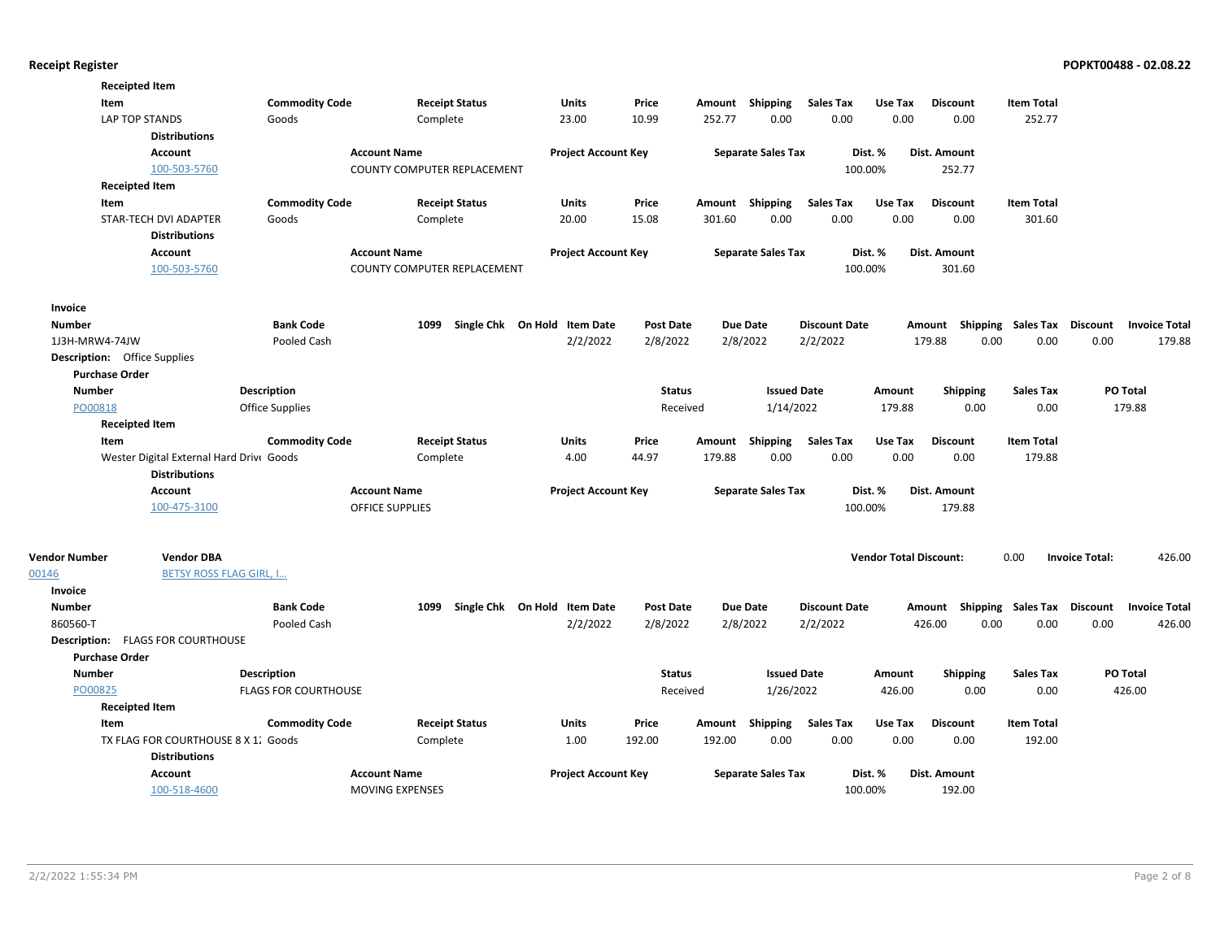**Receipted Item**

| Item | Commodity Code | Receipt Status | Units | Price | Amount | Shipping | Sales Tax | Use Tax | Discount | Item Total |
|---|---|---|---|---|---|---|---|---|---|---|
| LAP TOP STANDS | Goods | Complete | 23.00 | 10.99 | 252.77 | 0.00 | 0.00 | 0.00 | 0.00 | 252.77 |

**Distributions**

| Account | Account Name | Project Account Key | Separate Sales Tax | Dist. % | Dist. Amount |
|---|---|---|---|---|---|
| 100-503-5760 | COUNTY COMPUTER REPLACEMENT | | | 100.00% | 252.77 |

**Receipted Item**

| Item | Commodity Code | Receipt Status | Units | Price | Amount | Shipping | Sales Tax | Use Tax | Discount | Item Total |
|---|---|---|---|---|---|---|---|---|---|---|
| STAR-TECH DVI ADAPTER | Goods | Complete | 20.00 | 15.08 | 301.60 | 0.00 | 0.00 | 0.00 | 0.00 | 301.60 |

**Distributions**

| Account | Account Name | Project Account Key | Separate Sales Tax | Dist. % | Dist. Amount |
|---|---|---|---|---|---|
| 100-503-5760 | COUNTY COMPUTER REPLACEMENT | | | 100.00% | 301.60 |

**Invoice**

| Number | Bank Code | 1099 | Single Chk | On Hold | Item Date | Post Date | Due Date | Discount Date | Amount | Shipping | Sales Tax | Discount | Invoice Total |
|---|---|---|---|---|---|---|---|---|---|---|---|---|---|
| 1J3H-MRW4-74JW | Pooled Cash | | | | 2/2/2022 | 2/8/2022 | 2/8/2022 | 2/2/2022 | 179.88 | 0.00 | 0.00 | 0.00 | 179.88 |

**Description:** Office Supplies

**Purchase Order**

| Number | Description | Status | Issued Date | Amount | Shipping | Sales Tax | PO Total |
|---|---|---|---|---|---|---|---|
| PO00818 | Office Supplies | Received | 1/14/2022 | 179.88 | 0.00 | 0.00 | 179.88 |

**Receipted Item**

| Item | Commodity Code | Receipt Status | Units | Price | Amount | Shipping | Sales Tax | Use Tax | Discount | Item Total |
|---|---|---|---|---|---|---|---|---|---|---|
| Wester Digital External Hard Driv | Goods | Complete | 4.00 | 44.97 | 179.88 | 0.00 | 0.00 | 0.00 | 0.00 | 179.88 |

**Distributions**

| Account | Account Name | Project Account Key | Separate Sales Tax | Dist. % | Dist. Amount |
|---|---|---|---|---|---|
| 100-475-3100 | OFFICE SUPPLIES | | | 100.00% | 179.88 |

| Vendor Number | Vendor DBA | Vendor Total Discount: | 0.00 | Invoice Total: | 426.00 |
|---|---|---|---|---|---|
| 00146 | BETSY ROSS FLAG GIRL, I... | | | | |

**Invoice**

| Number | Bank Code | 1099 | Single Chk | On Hold | Item Date | Post Date | Due Date | Discount Date | Amount | Shipping | Sales Tax | Discount | Invoice Total |
|---|---|---|---|---|---|---|---|---|---|---|---|---|---|
| 860560-T | Pooled Cash | | | | 2/2/2022 | 2/8/2022 | 2/8/2022 | 2/2/2022 | 426.00 | 0.00 | 0.00 | 0.00 | 426.00 |

**Description:** FLAGS FOR COURTHOUSE

**Purchase Order**

| Number | Description | Status | Issued Date | Amount | Shipping | Sales Tax | PO Total |
|---|---|---|---|---|---|---|---|
| PO00825 | FLAGS FOR COURTHOUSE | Received | 1/26/2022 | 426.00 | 0.00 | 0.00 | 426.00 |

**Receipted Item**

| Item | Commodity Code | Receipt Status | Units | Price | Amount | Shipping | Sales Tax | Use Tax | Discount | Item Total |
|---|---|---|---|---|---|---|---|---|---|---|
| TX FLAG FOR COURTHOUSE 8 X 1 | Goods | Complete | 1.00 | 192.00 | 192.00 | 0.00 | 0.00 | 0.00 | 0.00 | 192.00 |

**Distributions**

| Account | Account Name | Project Account Key | Separate Sales Tax | Dist. % | Dist. Amount |
|---|---|---|---|---|---|
| 100-518-4600 | MOVING EXPENSES | | | 100.00% | 192.00 |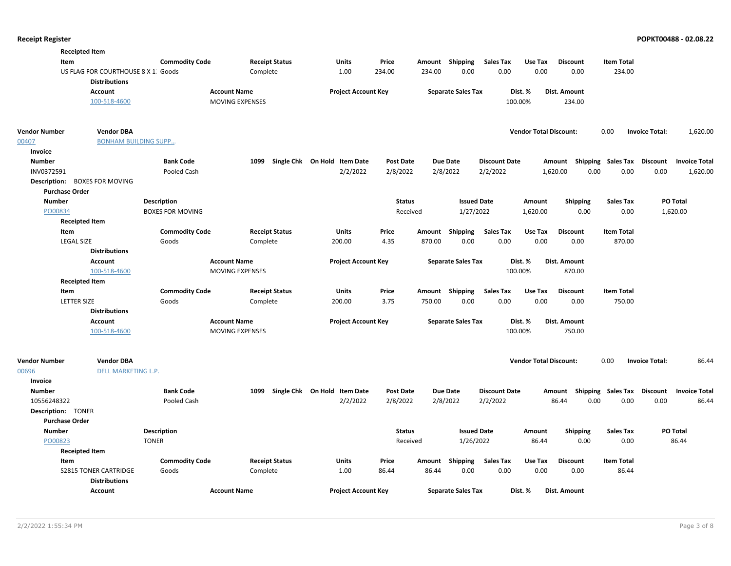**Receipted Item**

| Item | Commodity Code | Receipt Status | Units | Price | Amount | Shipping | Sales Tax | Use Tax | Discount | Item Total |
|---|---|---|---|---|---|---|---|---|---|---|
| US FLAG FOR COURTHOUSE 8 X 1: | Goods | Complete | 1.00 | 234.00 | 234.00 | 0.00 | 0.00 | 0.00 | 0.00 | 234.00 |

**Distributions**

| Account | Account Name | Project Account Key | Separate Sales Tax | Dist. % | Dist. Amount |
|---|---|---|---|---|---|
| 100-518-4600 | MOVING EXPENSES | | | 100.00% | 234.00 |

| Vendor Number | Vendor DBA | Vendor Total Discount: | 0.00 | Invoice Total: | 1,620.00 |
|---|---|---|---|---|---|
| 00407 | BONHAM BUILDING SUPP... | | | | |

**Invoice**

| Number | Bank Code | 1099 | Single Chk | On Hold | Item Date | Post Date | Due Date | Discount Date | Amount | Shipping | Sales Tax | Discount | Invoice Total |
|---|---|---|---|---|---|---|---|---|---|---|---|---|---|
| INV0372591 | Pooled Cash | | | | 2/2/2022 | 2/8/2022 | 2/8/2022 | 2/2/2022 | 1,620.00 | 0.00 | 0.00 | 0.00 | 1,620.00 |

**Description:** BOXES FOR MOVING

**Purchase Order**

| Number | Description | Status | Issued Date | Amount | Shipping | Sales Tax | PO Total |
|---|---|---|---|---|---|---|---|
| PO00834 | BOXES FOR MOVING | Received | 1/27/2022 | 1,620.00 | 0.00 | 0.00 | 1,620.00 |

**Receipted Item**

| Item | Commodity Code | Receipt Status | Units | Price | Amount | Shipping | Sales Tax | Use Tax | Discount | Item Total |
|---|---|---|---|---|---|---|---|---|---|---|
| LEGAL SIZE | Goods | Complete | 200.00 | 4.35 | 870.00 | 0.00 | 0.00 | 0.00 | 0.00 | 870.00 |

**Distributions**

| Account | Account Name | Project Account Key | Separate Sales Tax | Dist. % | Dist. Amount |
|---|---|---|---|---|---|
| 100-518-4600 | MOVING EXPENSES | | | 100.00% | 870.00 |

**Receipted Item**

| Item | Commodity Code | Receipt Status | Units | Price | Amount | Shipping | Sales Tax | Use Tax | Discount | Item Total |
|---|---|---|---|---|---|---|---|---|---|---|
| LETTER SIZE | Goods | Complete | 200.00 | 3.75 | 750.00 | 0.00 | 0.00 | 0.00 | 0.00 | 750.00 |

**Distributions**

| Account | Account Name | Project Account Key | Separate Sales Tax | Dist. % | Dist. Amount |
|---|---|---|---|---|---|
| 100-518-4600 | MOVING EXPENSES | | | 100.00% | 750.00 |

| Vendor Number | Vendor DBA | Vendor Total Discount: | 0.00 | Invoice Total: | 86.44 |
|---|---|---|---|---|---|
| 00696 | DELL MARKETING L.P. | | | | |

**Invoice**

| Number | Bank Code | 1099 | Single Chk | On Hold | Item Date | Post Date | Due Date | Discount Date | Amount | Shipping | Sales Tax | Discount | Invoice Total |
|---|---|---|---|---|---|---|---|---|---|---|---|---|---|
| 10556248322 | Pooled Cash | | | | 2/2/2022 | 2/8/2022 | 2/8/2022 | 2/2/2022 | 86.44 | 0.00 | 0.00 | 0.00 | 86.44 |

**Description:** TONER

**Purchase Order**

| Number | Description | Status | Issued Date | Amount | Shipping | Sales Tax | PO Total |
|---|---|---|---|---|---|---|---|
| PO00823 | TONER | Received | 1/26/2022 | 86.44 | 0.00 | 0.00 | 86.44 |

**Receipted Item**

| Item | Commodity Code | Receipt Status | Units | Price | Amount | Shipping | Sales Tax | Use Tax | Discount | Item Total |
|---|---|---|---|---|---|---|---|---|---|---|
| S2815 TONER CARTRIDGE | Goods | Complete | 1.00 | 86.44 | 86.44 | 0.00 | 0.00 | 0.00 | 0.00 | 86.44 |

**Distributions**

| Account | Account Name | Project Account Key | Separate Sales Tax | Dist. % | Dist. Amount |
|---|---|---|---|---|---|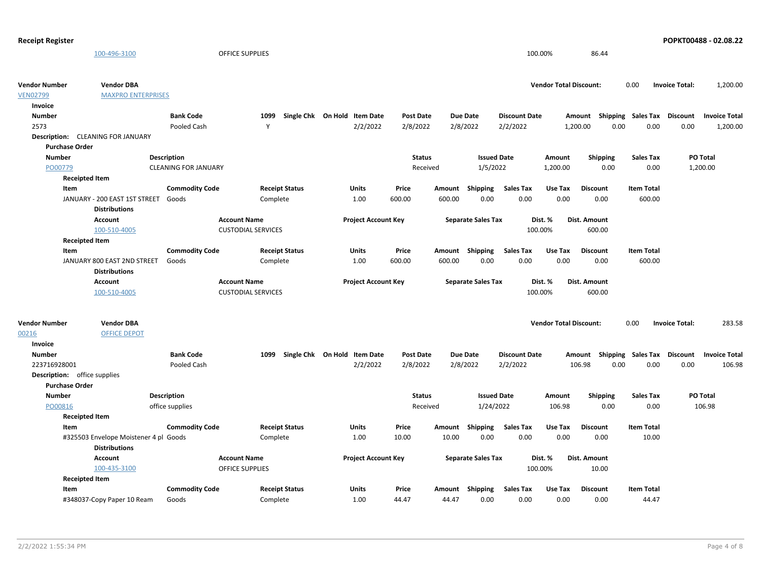**Receipt Register** **POPKT00488 - 02.08.22**

| Account | Account Name | Project Account Key | Separate Sales Tax | Dist. % | Dist. Amount |
|---|---|---|---|---|---|
| 100-496-3100 | OFFICE SUPPLIES | | | 100.00% | 86.44 |

**Vendor Number** VEN02799 — **Vendor DBA** MAXPRO ENTERPRISES — **Vendor Total Discount:** 0.00 — **Invoice Total:** 1,200.00

**Invoice**

| Number | Bank Code | 1099 | Single Chk | On Hold | Item Date | Post Date | Due Date | Discount Date | Amount | Shipping | Sales Tax | Discount | Invoice Total |
|---|---|---|---|---|---|---|---|---|---|---|---|---|---|
| 2573 | Pooled Cash | Y | | | 2/2/2022 | 2/8/2022 | 2/8/2022 | 2/2/2022 | 1,200.00 | 0.00 | 0.00 | 0.00 | 1,200.00 |

**Description:** CLEANING FOR JANUARY

**Purchase Order**

| Number | Description | Status | Issued Date | Amount | Shipping | Sales Tax | PO Total |
|---|---|---|---|---|---|---|---|
| PO00779 | CLEANING FOR JANUARY | Received | 1/5/2022 | 1,200.00 | 0.00 | 0.00 | 1,200.00 |

**Receipted Item**

| Item | Commodity Code | Receipt Status | Units | Price | Amount | Shipping | Sales Tax | Use Tax | Discount | Item Total |
|---|---|---|---|---|---|---|---|---|---|---|
| JANUARY - 200 EAST 1ST STREET | Goods | Complete | 1.00 | 600.00 | 600.00 | 0.00 | 0.00 | 0.00 | 0.00 | 600.00 |

**Distributions**

| Account | Account Name | Project Account Key | Separate Sales Tax | Dist. % | Dist. Amount |
|---|---|---|---|---|---|
| 100-510-4005 | CUSTODIAL SERVICES | | | 100.00% | 600.00 |

**Receipted Item**

| Item | Commodity Code | Receipt Status | Units | Price | Amount | Shipping | Sales Tax | Use Tax | Discount | Item Total |
|---|---|---|---|---|---|---|---|---|---|---|
| JANUARY 800 EAST 2ND STREET | Goods | Complete | 1.00 | 600.00 | 600.00 | 0.00 | 0.00 | 0.00 | 0.00 | 600.00 |

**Distributions**

| Account | Account Name | Project Account Key | Separate Sales Tax | Dist. % | Dist. Amount |
|---|---|---|---|---|---|
| 100-510-4005 | CUSTODIAL SERVICES | | | 100.00% | 600.00 |

**Vendor Number** 00216 — **Vendor DBA** OFFICE DEPOT — **Vendor Total Discount:** 0.00 — **Invoice Total:** 283.58

**Invoice**

| Number | Bank Code | 1099 | Single Chk | On Hold | Item Date | Post Date | Due Date | Discount Date | Amount | Shipping | Sales Tax | Discount | Invoice Total |
|---|---|---|---|---|---|---|---|---|---|---|---|---|---|
| 223716928001 | Pooled Cash | | | | 2/2/2022 | 2/8/2022 | 2/8/2022 | 2/2/2022 | 106.98 | 0.00 | 0.00 | 0.00 | 106.98 |

**Description:** office supplies

**Purchase Order**

| Number | Description | Status | Issued Date | Amount | Shipping | Sales Tax | PO Total |
|---|---|---|---|---|---|---|---|
| PO00816 | office supplies | Received | 1/24/2022 | 106.98 | 0.00 | 0.00 | 106.98 |

**Receipted Item**

| Item | Commodity Code | Receipt Status | Units | Price | Amount | Shipping | Sales Tax | Use Tax | Discount | Item Total |
|---|---|---|---|---|---|---|---|---|---|---|
| #325503 Envelope Moistener 4 pl | Goods | Complete | 1.00 | 10.00 | 10.00 | 0.00 | 0.00 | 0.00 | 0.00 | 10.00 |

**Distributions**

| Account | Account Name | Project Account Key | Separate Sales Tax | Dist. % | Dist. Amount |
|---|---|---|---|---|---|
| 100-435-3100 | OFFICE SUPPLIES | | | 100.00% | 10.00 |

**Receipted Item**

| Item | Commodity Code | Receipt Status | Units | Price | Amount | Shipping | Sales Tax | Use Tax | Discount | Item Total |
|---|---|---|---|---|---|---|---|---|---|---|
| #348037-Copy Paper 10 Ream | Goods | Complete | 1.00 | 44.47 | 44.47 | 0.00 | 0.00 | 0.00 | 0.00 | 44.47 |

2/2/2022 1:55:34 PM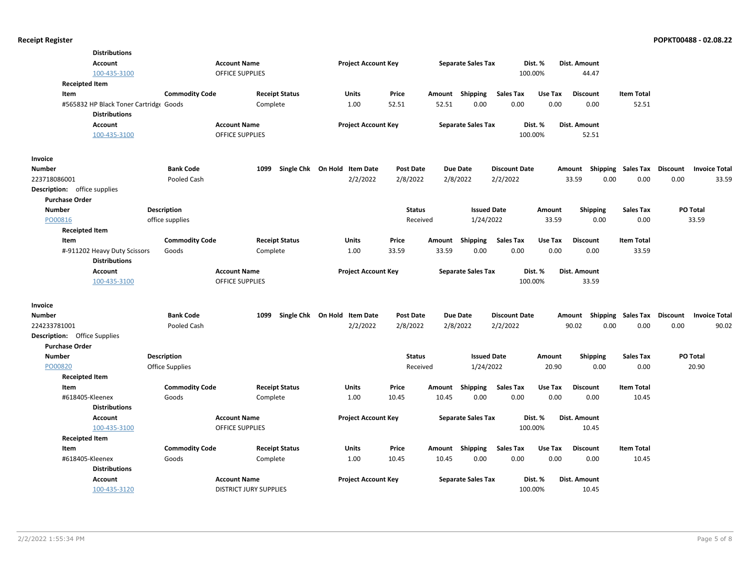**Distributions**

| Account | Account Name | Project Account Key | Separate Sales Tax | Dist. % | Dist. Amount |
|---|---|---|---|---|---|
| 100-435-3100 | OFFICE SUPPLIES | | | 100.00% | 44.47 |

**Receipted Item**

| Item | Commodity Code | Receipt Status | Units | Price | Amount | Shipping | Sales Tax | Use Tax | Discount | Item Total |
|---|---|---|---|---|---|---|---|---|---|---|
| #565832 HP Black Toner Cartridge | Goods | Complete | 1.00 | 52.51 | 52.51 | 0.00 | 0.00 | 0.00 | 0.00 | 52.51 |

**Distributions**

| Account | Account Name | Project Account Key | Separate Sales Tax | Dist. % | Dist. Amount |
|---|---|---|---|---|---|
| 100-435-3100 | OFFICE SUPPLIES | | | 100.00% | 52.51 |

**Invoice**

| Number | Bank Code | 1099 | Single Chk | On Hold | Item Date | Post Date | Due Date | Discount Date | Amount | Shipping | Sales Tax | Discount | Invoice Total |
|---|---|---|---|---|---|---|---|---|---|---|---|---|---|
| 223718086001 | Pooled Cash | | | | 2/2/2022 | 2/8/2022 | 2/8/2022 | 2/2/2022 | 33.59 | 0.00 | 0.00 | 0.00 | 33.59 |

**Description:** office supplies

**Purchase Order**

| Number | Description | Status | Issued Date | Amount | Shipping | Sales Tax | PO Total |
|---|---|---|---|---|---|---|---|
| PO00816 | office supplies | Received | 1/24/2022 | 33.59 | 0.00 | 0.00 | 33.59 |

**Receipted Item**

| Item | Commodity Code | Receipt Status | Units | Price | Amount | Shipping | Sales Tax | Use Tax | Discount | Item Total |
|---|---|---|---|---|---|---|---|---|---|---|
| #-911202 Heavy Duty Scissors | Goods | Complete | 1.00 | 33.59 | 33.59 | 0.00 | 0.00 | 0.00 | 0.00 | 33.59 |

**Distributions**

| Account | Account Name | Project Account Key | Separate Sales Tax | Dist. % | Dist. Amount |
|---|---|---|---|---|---|
| 100-435-3100 | OFFICE SUPPLIES | | | 100.00% | 33.59 |

**Invoice**

| Number | Bank Code | 1099 | Single Chk | On Hold | Item Date | Post Date | Due Date | Discount Date | Amount | Shipping | Sales Tax | Discount | Invoice Total |
|---|---|---|---|---|---|---|---|---|---|---|---|---|---|
| 224233781001 | Pooled Cash | | | | 2/2/2022 | 2/8/2022 | 2/8/2022 | 2/2/2022 | 90.02 | 0.00 | 0.00 | 0.00 | 90.02 |

**Description:** Office Supplies

**Purchase Order**

| Number | Description | Status | Issued Date | Amount | Shipping | Sales Tax | PO Total |
|---|---|---|---|---|---|---|---|
| PO00820 | Office Supplies | Received | 1/24/2022 | 20.90 | 0.00 | 0.00 | 20.90 |

**Receipted Item**

| Item | Commodity Code | Receipt Status | Units | Price | Amount | Shipping | Sales Tax | Use Tax | Discount | Item Total |
|---|---|---|---|---|---|---|---|---|---|---|
| #618405-Kleenex | Goods | Complete | 1.00 | 10.45 | 10.45 | 0.00 | 0.00 | 0.00 | 0.00 | 10.45 |

**Distributions**

| Account | Account Name | Project Account Key | Separate Sales Tax | Dist. % | Dist. Amount |
|---|---|---|---|---|---|
| 100-435-3100 | OFFICE SUPPLIES | | | 100.00% | 10.45 |

**Receipted Item**

| Item | Commodity Code | Receipt Status | Units | Price | Amount | Shipping | Sales Tax | Use Tax | Discount | Item Total |
|---|---|---|---|---|---|---|---|---|---|---|
| #618405-Kleenex | Goods | Complete | 1.00 | 10.45 | 10.45 | 0.00 | 0.00 | 0.00 | 0.00 | 10.45 |

**Distributions**

| Account | Account Name | Project Account Key | Separate Sales Tax | Dist. % | Dist. Amount |
|---|---|---|---|---|---|
| 100-435-3120 | DISTRICT JURY SUPPLIES | | | 100.00% | 10.45 |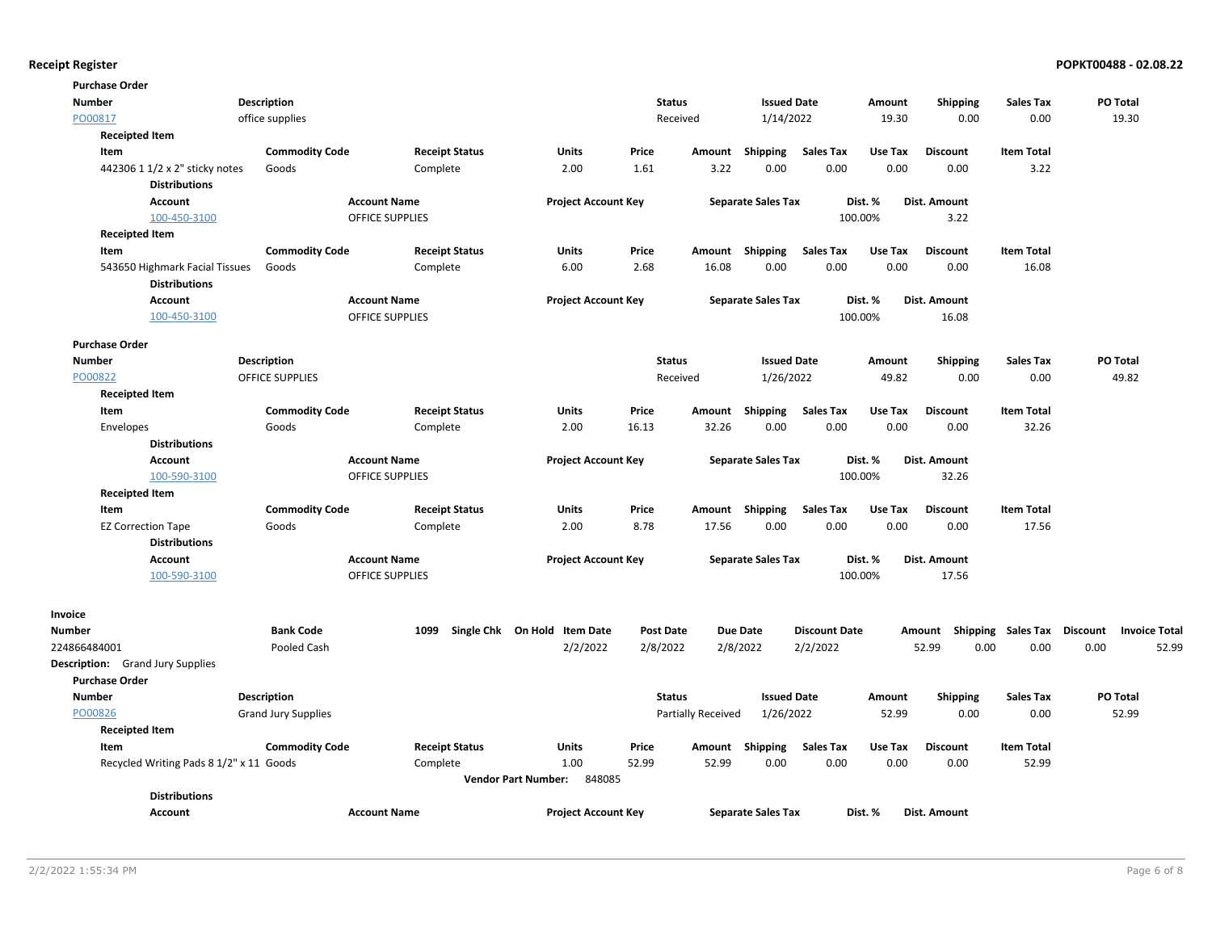**Purchase Order**

| Number | Description | Status | Issued Date | Amount | Shipping | Sales Tax | PO Total |
|---|---|---|---|---|---|---|---|
| PO00817 | office supplies | Received | 1/14/2022 | 19.30 | 0.00 | 0.00 | 19.30 |

**Receipted Item**

| Item | Commodity Code | Receipt Status | Units | Price | Amount | Shipping | Sales Tax | Use Tax | Discount | Item Total |
|---|---|---|---|---|---|---|---|---|---|---|
| 442306 1 1/2 x 2" sticky notes | Goods | Complete | 2.00 | 1.61 | 3.22 | 0.00 | 0.00 | 0.00 | 0.00 | 3.22 |

**Distributions**

| Account | Account Name | Project Account Key | Separate Sales Tax | Dist. % | Dist. Amount |
|---|---|---|---|---|---|
| 100-450-3100 | OFFICE SUPPLIES | | | 100.00% | 3.22 |

**Receipted Item**

| Item | Commodity Code | Receipt Status | Units | Price | Amount | Shipping | Sales Tax | Use Tax | Discount | Item Total |
|---|---|---|---|---|---|---|---|---|---|---|
| 543650 Highmark Facial Tissues | Goods | Complete | 6.00 | 2.68 | 16.08 | 0.00 | 0.00 | 0.00 | 0.00 | 16.08 |

**Distributions**

| Account | Account Name | Project Account Key | Separate Sales Tax | Dist. % | Dist. Amount |
|---|---|---|---|---|---|
| 100-450-3100 | OFFICE SUPPLIES | | | 100.00% | 16.08 |

**Purchase Order**

| Number | Description | Status | Issued Date | Amount | Shipping | Sales Tax | PO Total |
|---|---|---|---|---|---|---|---|
| PO00822 | OFFICE SUPPLIES | Received | 1/26/2022 | 49.82 | 0.00 | 0.00 | 49.82 |

**Receipted Item**

| Item | Commodity Code | Receipt Status | Units | Price | Amount | Shipping | Sales Tax | Use Tax | Discount | Item Total |
|---|---|---|---|---|---|---|---|---|---|---|
| Envelopes | Goods | Complete | 2.00 | 16.13 | 32.26 | 0.00 | 0.00 | 0.00 | 0.00 | 32.26 |

**Distributions**

| Account | Account Name | Project Account Key | Separate Sales Tax | Dist. % | Dist. Amount |
|---|---|---|---|---|---|
| 100-590-3100 | OFFICE SUPPLIES | | | 100.00% | 32.26 |

**Receipted Item**

| Item | Commodity Code | Receipt Status | Units | Price | Amount | Shipping | Sales Tax | Use Tax | Discount | Item Total |
|---|---|---|---|---|---|---|---|---|---|---|
| EZ Correction Tape | Goods | Complete | 2.00 | 8.78 | 17.56 | 0.00 | 0.00 | 0.00 | 0.00 | 17.56 |

**Distributions**

| Account | Account Name | Project Account Key | Separate Sales Tax | Dist. % | Dist. Amount |
|---|---|---|---|---|---|
| 100-590-3100 | OFFICE SUPPLIES | | | 100.00% | 17.56 |

**Invoice**

| Number | Bank Code | 1099 | Single Chk | On Hold | Item Date | Post Date | Due Date | Discount Date | Amount | Shipping | Sales Tax | Discount | Invoice Total |
|---|---|---|---|---|---|---|---|---|---|---|---|---|---|
| 224866484001 | Pooled Cash | | | | 2/2/2022 | 2/8/2022 | 2/8/2022 | 2/2/2022 | 52.99 | 0.00 | 0.00 | 0.00 | 52.99 |

**Description:** Grand Jury Supplies

**Purchase Order**

| Number | Description | Status | Issued Date | Amount | Shipping | Sales Tax | PO Total |
|---|---|---|---|---|---|---|---|
| PO00826 | Grand Jury Supplies | Partially Received | 1/26/2022 | 52.99 | 0.00 | 0.00 | 52.99 |

**Receipted Item**

| Item | Commodity Code | Receipt Status | Units | Price | Amount | Shipping | Sales Tax | Use Tax | Discount | Item Total |
|---|---|---|---|---|---|---|---|---|---|---|
| Recycled Writing Pads 8 1/2" x 11 | Goods | Complete | 1.00 | 52.99 | 52.99 | 0.00 | 0.00 | 0.00 | 0.00 | 52.99 |

**Vendor Part Number:** 848085

**Distributions**

| Account | Account Name | Project Account Key | Separate Sales Tax | Dist. % | Dist. Amount |
|---|---|---|---|---|---|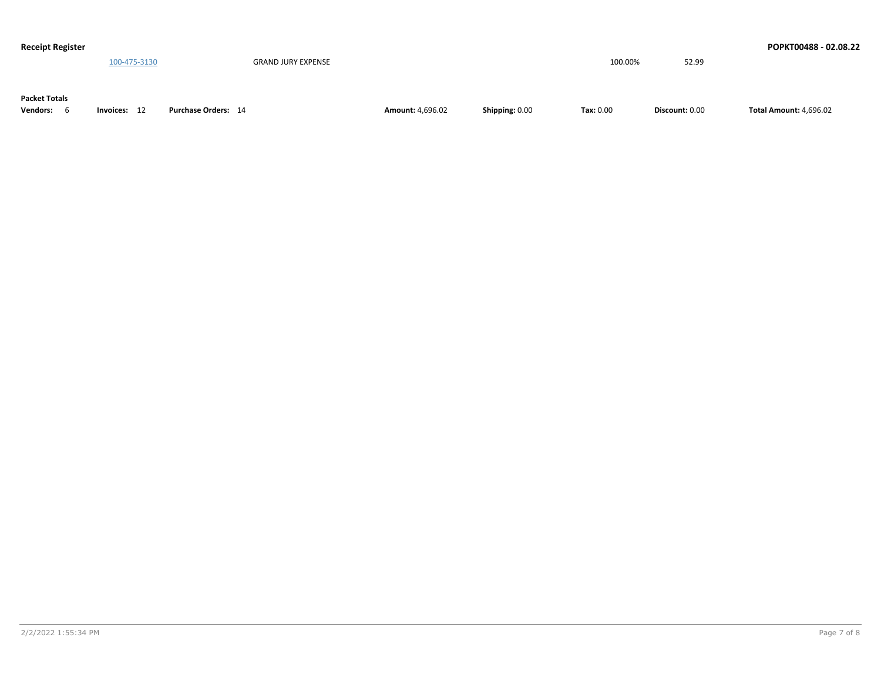| | 100-475-3130 | GRAND JURY EXPENSE | | | | 100.00% | 52.99 | |
|---|---|---|---|---|---|---|---|---|

**Packet Totals**

| Vendors: | Invoices: | Purchase Orders: | Amount: | Shipping: | Tax: | Discount: | Total Amount: |
|---|---|---|---|---|---|---|---|
| 6 | 12 | 14 | 4,696.02 | 0.00 | 0.00 | 0.00 | 4,696.02 |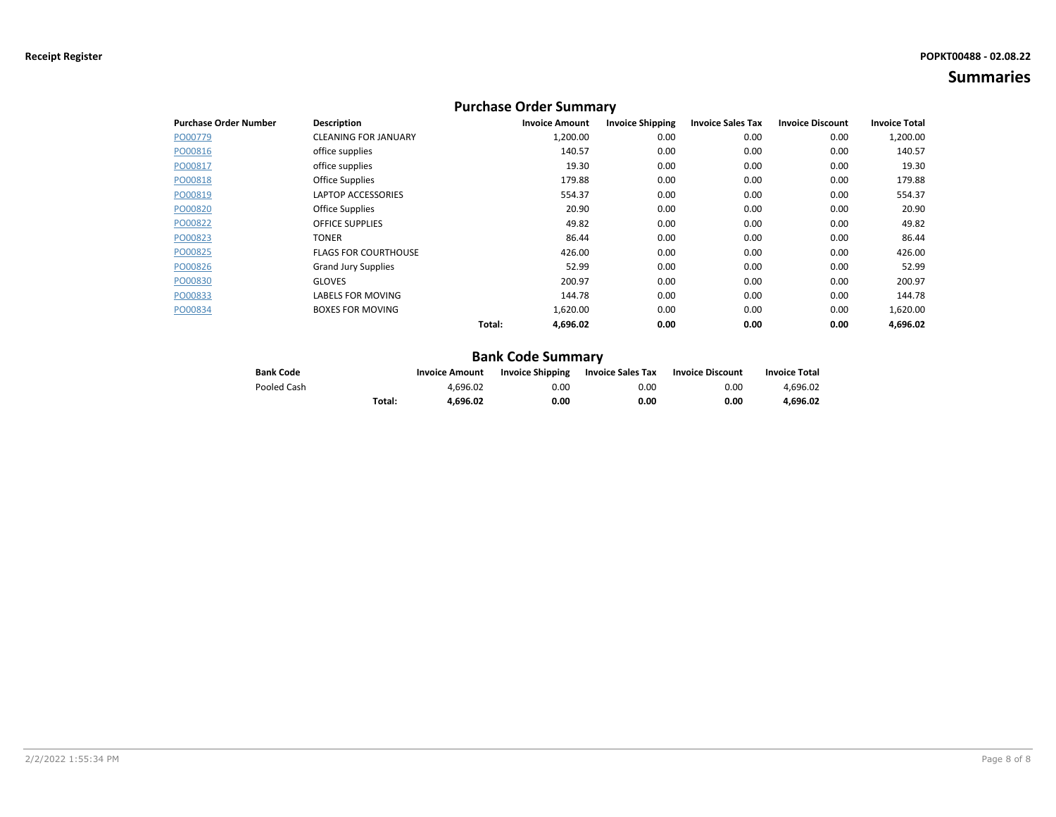Receipt Register

POPKT00488 - 02.08.22

# Summaries

## Purchase Order Summary

| Purchase Order Number | Description | | Invoice Amount | Invoice Shipping | Invoice Sales Tax | Invoice Discount | Invoice Total |
|---|---|---|---|---|---|---|---|
| PO00779 | CLEANING FOR JANUARY | | 1,200.00 | 0.00 | 0.00 | 0.00 | 1,200.00 |
| PO00816 | office supplies | | 140.57 | 0.00 | 0.00 | 0.00 | 140.57 |
| PO00817 | office supplies | | 19.30 | 0.00 | 0.00 | 0.00 | 19.30 |
| PO00818 | Office Supplies | | 179.88 | 0.00 | 0.00 | 0.00 | 179.88 |
| PO00819 | LAPTOP ACCESSORIES | | 554.37 | 0.00 | 0.00 | 0.00 | 554.37 |
| PO00820 | Office Supplies | | 20.90 | 0.00 | 0.00 | 0.00 | 20.90 |
| PO00822 | OFFICE SUPPLIES | | 49.82 | 0.00 | 0.00 | 0.00 | 49.82 |
| PO00823 | TONER | | 86.44 | 0.00 | 0.00 | 0.00 | 86.44 |
| PO00825 | FLAGS FOR COURTHOUSE | | 426.00 | 0.00 | 0.00 | 0.00 | 426.00 |
| PO00826 | Grand Jury Supplies | | 52.99 | 0.00 | 0.00 | 0.00 | 52.99 |
| PO00830 | GLOVES | | 200.97 | 0.00 | 0.00 | 0.00 | 200.97 |
| PO00833 | LABELS FOR MOVING | | 144.78 | 0.00 | 0.00 | 0.00 | 144.78 |
| PO00834 | BOXES FOR MOVING | | 1,620.00 | 0.00 | 0.00 | 0.00 | 1,620.00 |
| | | **Total:** | **4,696.02** | **0.00** | **0.00** | **0.00** | **4,696.02** |

## Bank Code Summary

| Bank Code | | Invoice Amount | Invoice Shipping | Invoice Sales Tax | Invoice Discount | Invoice Total |
|---|---|---|---|---|---|---|
| Pooled Cash | | 4,696.02 | 0.00 | 0.00 | 0.00 | 4,696.02 |
| | **Total:** | **4,696.02** | **0.00** | **0.00** | **0.00** | **4,696.02** |

2/2/2022 1:55:34 PM